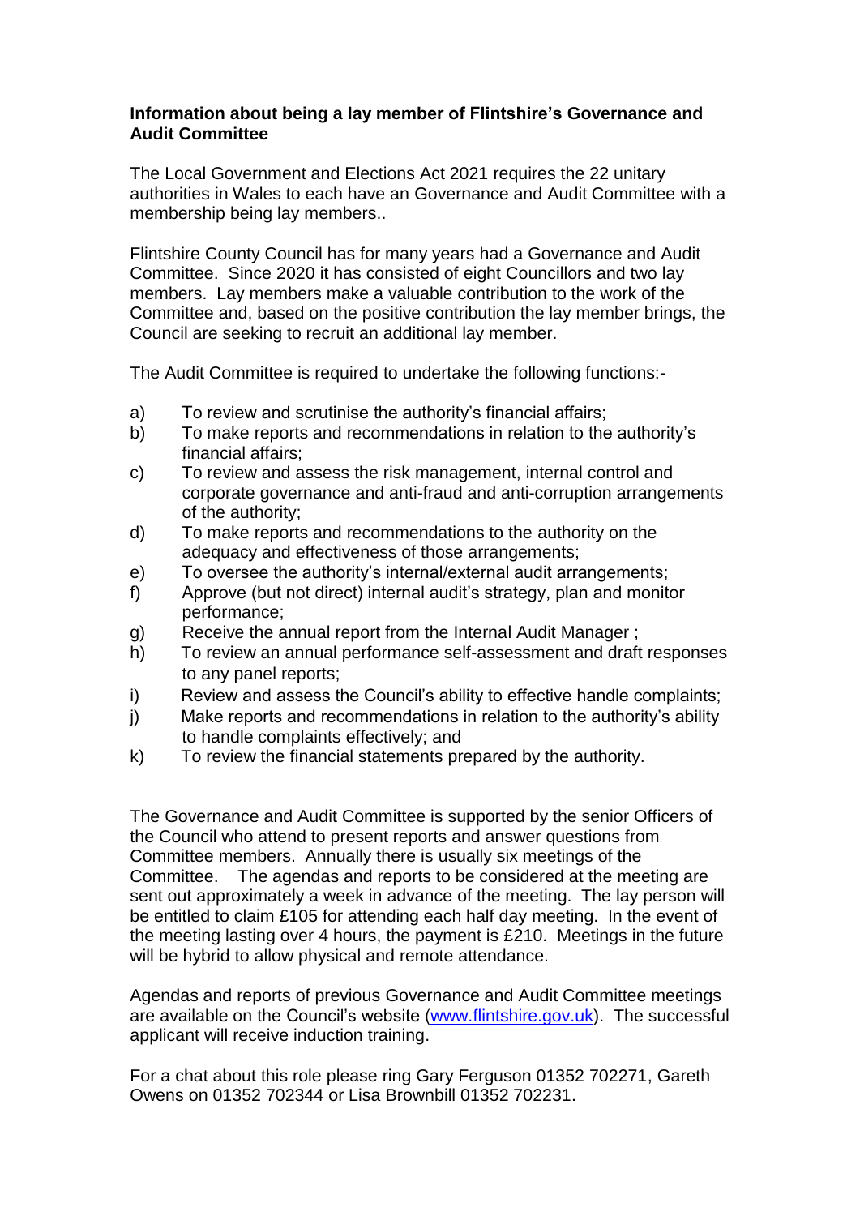**Information about being a lay member of Flintshire's Governance and Audit Committee**

The Local Government and Elections Act 2021 requires the 22 unitary authorities in Wales to each have an Governance and Audit Committee with a membership being lay members..

Flintshire County Council has for many years had a Governance and Audit Committee. Since 2020 it has consisted of eight Councillors and two lay members. Lay members make a valuable contribution to the work of the Committee and, based on the positive contribution the lay member brings, the Council are seeking to recruit an additional lay member.

The Audit Committee is required to undertake the following functions:-

a) To review and scrutinise the authority's financial affairs;
b) To make reports and recommendations in relation to the authority's financial affairs;
c) To review and assess the risk management, internal control and corporate governance and anti-fraud and anti-corruption arrangements of the authority;
d) To make reports and recommendations to the authority on the adequacy and effectiveness of those arrangements;
e) To oversee the authority's internal/external audit arrangements;
f) Approve (but not direct) internal audit's strategy, plan and monitor performance;
g) Receive the annual report from the Internal Audit Manager ;
h) To review an annual performance self-assessment and draft responses to any panel reports;
i) Review and assess the Council's ability to effective handle complaints;
j) Make reports and recommendations in relation to the authority's ability to handle complaints effectively; and
k) To review the financial statements prepared by the authority.

The Governance and Audit Committee is supported by the senior Officers of the Council who attend to present reports and answer questions from Committee members. Annually there is usually six meetings of the Committee. The agendas and reports to be considered at the meeting are sent out approximately a week in advance of the meeting. The lay person will be entitled to claim £105 for attending each half day meeting. In the event of the meeting lasting over 4 hours, the payment is £210. Meetings in the future will be hybrid to allow physical and remote attendance.

Agendas and reports of previous Governance and Audit Committee meetings are available on the Council's website ([www.flintshire.gov.uk](http://www.flintshire.gov.uk)). The successful applicant will receive induction training.

For a chat about this role please ring Gary Ferguson 01352 702271, Gareth Owens on 01352 702344 or Lisa Brownbill 01352 702231.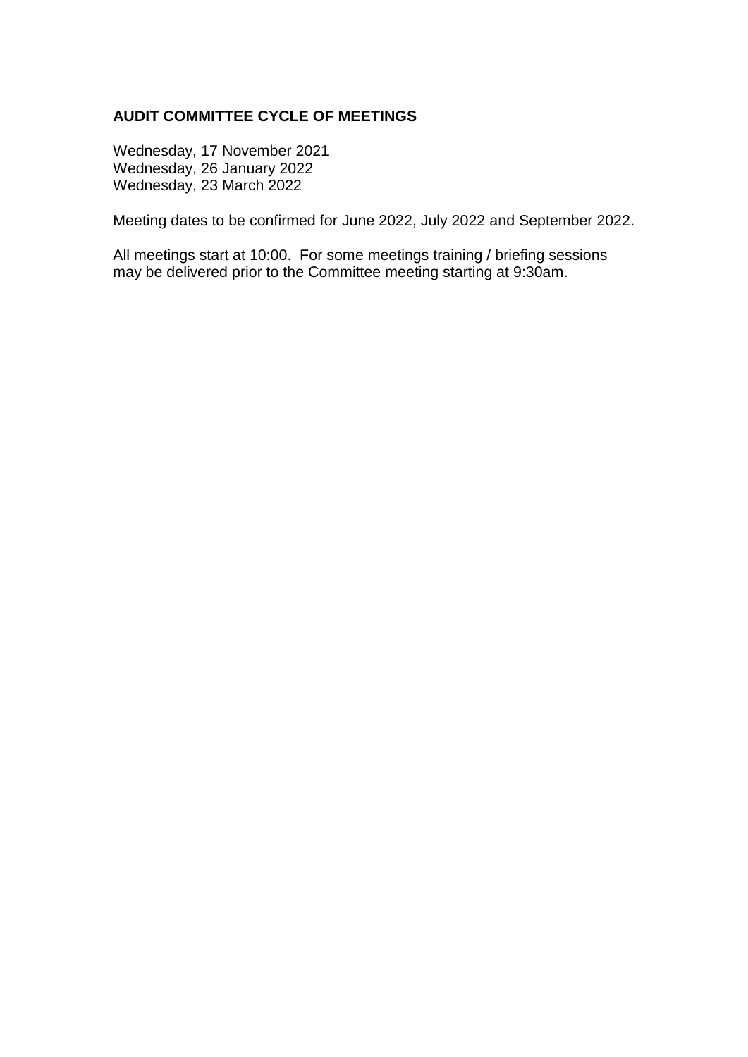**AUDIT COMMITTEE CYCLE OF MEETINGS**

Wednesday, 17 November 2021
Wednesday, 26 January 2022
Wednesday, 23 March 2022

Meeting dates to be confirmed for June 2022, July 2022 and September 2022.

All meetings start at 10:00. For some meetings training / briefing sessions may be delivered prior to the Committee meeting starting at 9:30am.